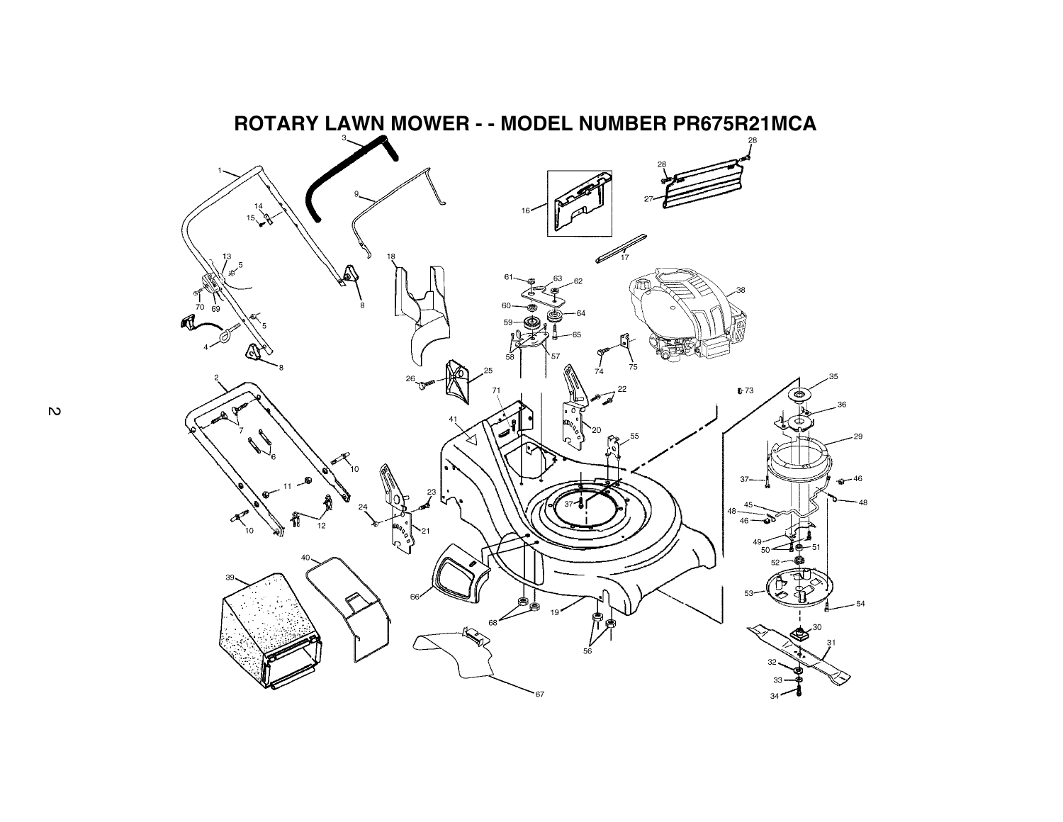# ROTARY LAWN MOWER - - MODEL NUMBER PR675R21MCA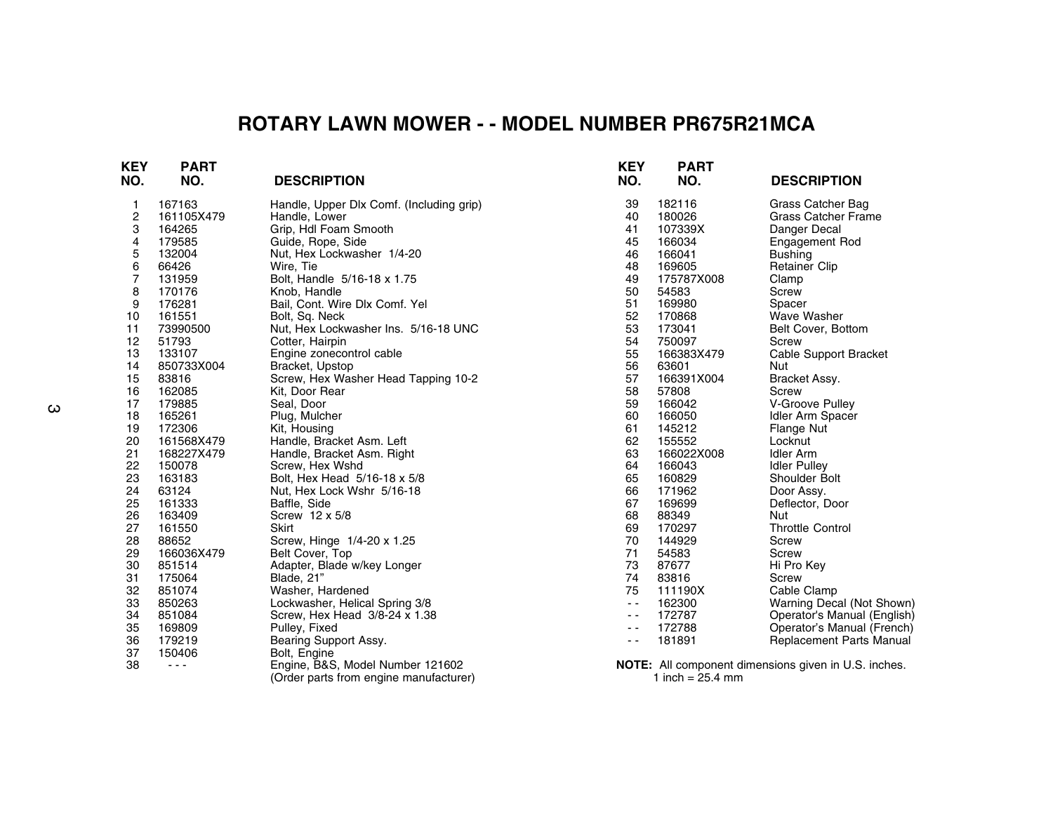# ROTARY LAWN MOWER - - MODEL NUMBER PR675R21MCA

| KEY NO. | PART NO. | DESCRIPTION |
|---|---|---|
| 1 | 167163 | Handle, Upper Dlx Comf. (Including grip) |
| 2 | 161105X479 | Handle, Lower |
| 3 | 164265 | Grip, Hdl Foam Smooth |
| 4 | 179585 | Guide, Rope, Side |
| 5 | 132004 | Nut, Hex Lockwasher 1/4-20 |
| 6 | 66426 | Wire, Tie |
| 7 | 131959 | Bolt, Handle 5/16-18 x 1.75 |
| 8 | 170176 | Knob, Handle |
| 9 | 176281 | Bail, Cont. Wire Dlx Comf. Yel |
| 10 | 161551 | Bolt, Sq. Neck |
| 11 | 73990500 | Nut, Hex Lockwasher Ins. 5/16-18 UNC |
| 12 | 51793 | Cotter, Hairpin |
| 13 | 133107 | Engine zonecontrol cable |
| 14 | 850733X004 | Bracket, Upstop |
| 15 | 83816 | Screw, Hex Washer Head Tapping 10-2 |
| 16 | 162085 | Kit, Door Rear |
| 17 | 179885 | Seal, Door |
| 18 | 165261 | Plug, Mulcher |
| 19 | 172306 | Kit, Housing |
| 20 | 161568X479 | Handle, Bracket Asm. Left |
| 21 | 168227X479 | Handle, Bracket Asm. Right |
| 22 | 150078 | Screw, Hex Wshd |
| 23 | 163183 | Bolt, Hex Head 5/16-18 x 5/8 |
| 24 | 63124 | Nut, Hex Lock Wshr 5/16-18 |
| 25 | 161333 | Baffle, Side |
| 26 | 163409 | Screw 12 x 5/8 |
| 27 | 161550 | Skirt |
| 28 | 88652 | Screw, Hinge 1/4-20 x 1.25 |
| 29 | 166036X479 | Belt Cover, Top |
| 30 | 851514 | Adapter, Blade w/key Longer |
| 31 | 175064 | Blade, 21" |
| 32 | 851074 | Washer, Hardened |
| 33 | 850263 | Lockwasher, Helical Spring 3/8 |
| 34 | 851084 | Screw, Hex Head 3/8-24 x 1.38 |
| 35 | 169809 | Pulley, Fixed |
| 36 | 179219 | Bearing Support Assy. |
| 37 | 150406 | Bolt, Engine |
| 38 | - - - | Engine, B&S, Model Number 121602 (Order parts from engine manufacturer) |
| 39 | 182116 | Grass Catcher Bag |
| 40 | 180026 | Grass Catcher Frame |
| 41 | 107339X | Danger Decal |
| 45 | 166034 | Engagement Rod |
| 46 | 166041 | Bushing |
| 48 | 169605 | Retainer Clip |
| 49 | 175787X008 | Clamp |
| 50 | 54583 | Screw |
| 51 | 169980 | Spacer |
| 52 | 170868 | Wave Washer |
| 53 | 173041 | Belt Cover, Bottom |
| 54 | 750097 | Screw |
| 55 | 166383X479 | Cable Support Bracket |
| 56 | 63601 | Nut |
| 57 | 166391X004 | Bracket Assy. |
| 58 | 57808 | Screw |
| 59 | 166042 | V-Groove Pulley |
| 60 | 166050 | Idler Arm Spacer |
| 61 | 145212 | Flange Nut |
| 62 | 155552 | Locknut |
| 63 | 166022X008 | Idler Arm |
| 64 | 166043 | Idler Pulley |
| 65 | 160829 | Shoulder Bolt |
| 66 | 171962 | Door Assy. |
| 67 | 169699 | Deflector, Door |
| 68 | 88349 | Nut |
| 69 | 170297 | Throttle Control |
| 70 | 144929 | Screw |
| 71 | 54583 | Screw |
| 73 | 87677 | Hi Pro Key |
| 74 | 83816 | Screw |
| 75 | 111190X | Cable Clamp |
| - - | 162300 | Warning Decal (Not Shown) |
| - - | 172787 | Operator's Manual (English) |
| - - | 172788 | Operator's Manual (French) |
| - - | 181891 | Replacement Parts Manual |

**NOTE:** All component dimensions given in U.S. inches.
1 inch = 25.4 mm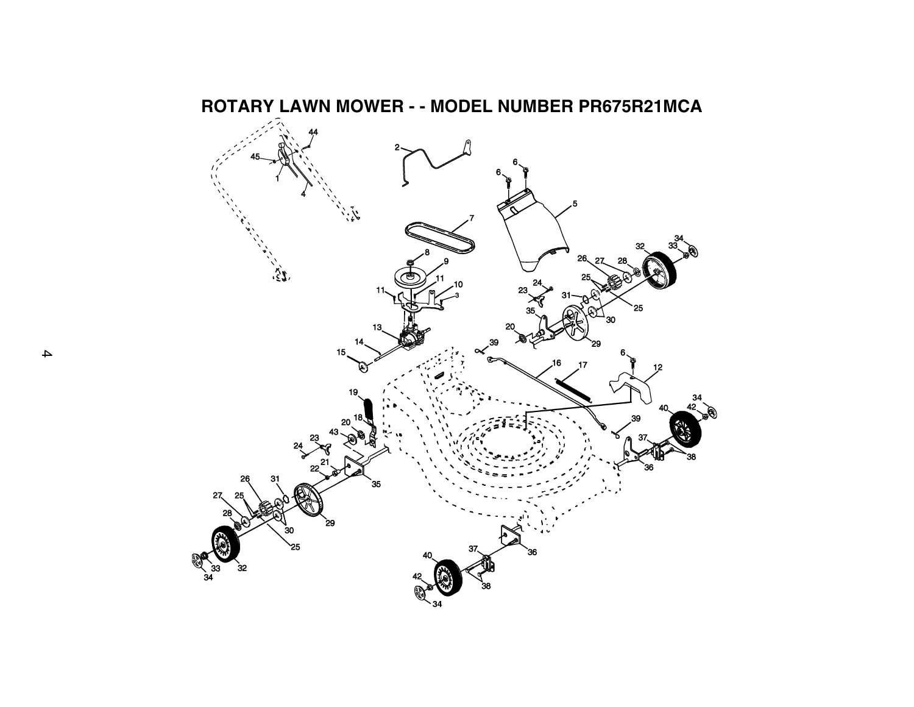# ROTARY LAWN MOWER - - MODEL NUMBER PR675R21MCA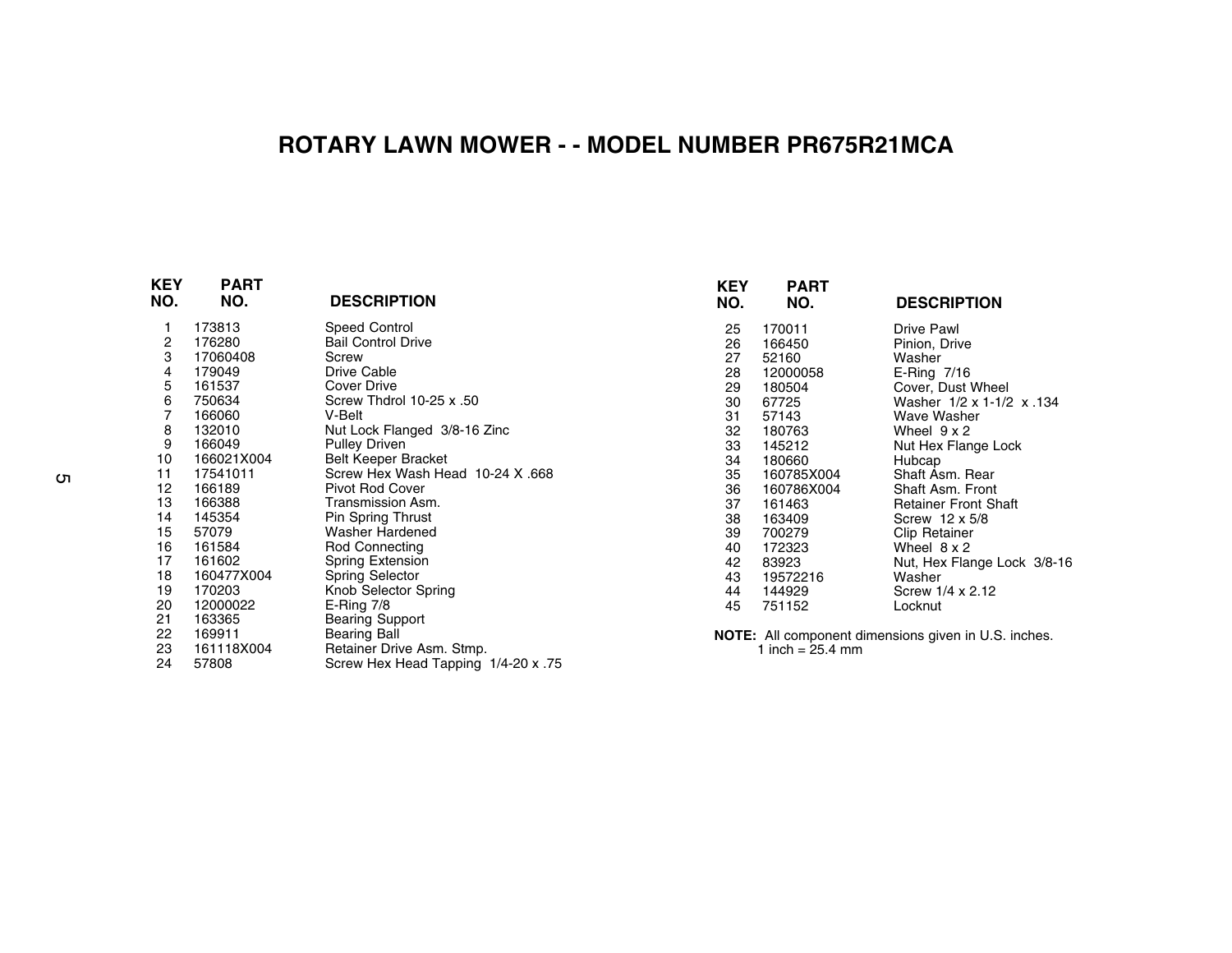# ROTARY LAWN MOWER - - MODEL NUMBER PR675R21MCA

| KEY NO. | PART NO. | DESCRIPTION |
|---|---|---|
| 1 | 173813 | Speed Control |
| 2 | 176280 | Bail Control Drive |
| 3 | 17060408 | Screw |
| 4 | 179049 | Drive Cable |
| 5 | 161537 | Cover Drive |
| 6 | 750634 | Screw Thdrol 10-25 x .50 |
| 7 | 166060 | V-Belt |
| 8 | 132010 | Nut Lock Flanged 3/8-16 Zinc |
| 9 | 166049 | Pulley Driven |
| 10 | 166021X004 | Belt Keeper Bracket |
| 11 | 17541011 | Screw Hex Wash Head 10-24 X .668 |
| 12 | 166189 | Pivot Rod Cover |
| 13 | 166388 | Transmission Asm. |
| 14 | 145354 | Pin Spring Thrust |
| 15 | 57079 | Washer Hardened |
| 16 | 161584 | Rod Connecting |
| 17 | 161602 | Spring Extension |
| 18 | 160477X004 | Spring Selector |
| 19 | 170203 | Knob Selector Spring |
| 20 | 12000022 | E-Ring 7/8 |
| 21 | 163365 | Bearing Support |
| 22 | 169911 | Bearing Ball |
| 23 | 161118X004 | Retainer Drive Asm. Stmp. |
| 24 | 57808 | Screw Hex Head Tapping 1/4-20 x .75 |
| 25 | 170011 | Drive Pawl |
| 26 | 166450 | Pinion, Drive |
| 27 | 52160 | Washer |
| 28 | 12000058 | E-Ring 7/16 |
| 29 | 180504 | Cover, Dust Wheel |
| 30 | 67725 | Washer 1/2 x 1-1/2 x .134 |
| 31 | 57143 | Wave Washer |
| 32 | 180763 | Wheel 9 x 2 |
| 33 | 145212 | Nut Hex Flange Lock |
| 34 | 180660 | Hubcap |
| 35 | 160785X004 | Shaft Asm. Rear |
| 36 | 160786X004 | Shaft Asm. Front |
| 37 | 161463 | Retainer Front Shaft |
| 38 | 163409 | Screw 12 x 5/8 |
| 39 | 700279 | Clip Retainer |
| 40 | 172323 | Wheel 8 x 2 |
| 42 | 83923 | Nut, Hex Flange Lock 3/8-16 |
| 43 | 19572216 | Washer |
| 44 | 144929 | Screw 1/4 x 2.12 |
| 45 | 751152 | Locknut |

**NOTE:** All component dimensions given in U.S. inches.
1 inch = 25.4 mm